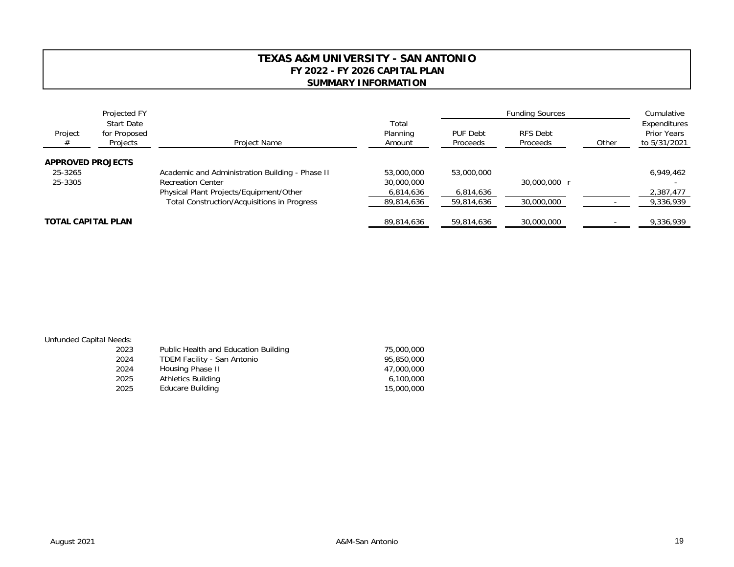# TEXAS A&M UNIVERSITY - SAN ANTONIO
## FY 2022 - FY 2026 CAPITAL PLAN
## SUMMARY INFORMATION

| Project # | Projected FY Start Date for Proposed Projects | Project Name | Total Planning Amount | Funding Sources | | | Cumulative Expenditures Prior Years to 5/31/2021 |
|---|---|---|---|---|---|---|---|
| | | | | PUF Debt Proceeds | RFS Debt Proceeds | Other | |
| **APPROVED PROJECTS** | | | | | | | |
| 25-3265 | | Academic and Administration Building - Phase II | 53,000,000 | 53,000,000 | | | 6,949,462 |
| 25-3305 | | Recreation Center | 30,000,000 | | 30,000,000 r | | - |
| | | Physical Plant Projects/Equipment/Other | 6,814,636 | 6,814,636 | | | 2,387,477 |
| | | Total Construction/Acquisitions in Progress | 89,814,636 | 59,814,636 | 30,000,000 | - | 9,336,939 |
| **TOTAL CAPITAL PLAN** | | | 89,814,636 | 59,814,636 | 30,000,000 | - | 9,336,939 |

Unfunded Capital Needs:

| Year | Project Name | Amount |
|---|---|---|
| 2023 | Public Health and Education Building | 75,000,000 |
| 2024 | TDEM Facility - San Antonio | 95,850,000 |
| 2024 | Housing Phase II | 47,000,000 |
| 2025 | Athletics Building | 6,100,000 |
| 2025 | Educare Building | 15,000,000 |

August 2021 A&M-San Antonio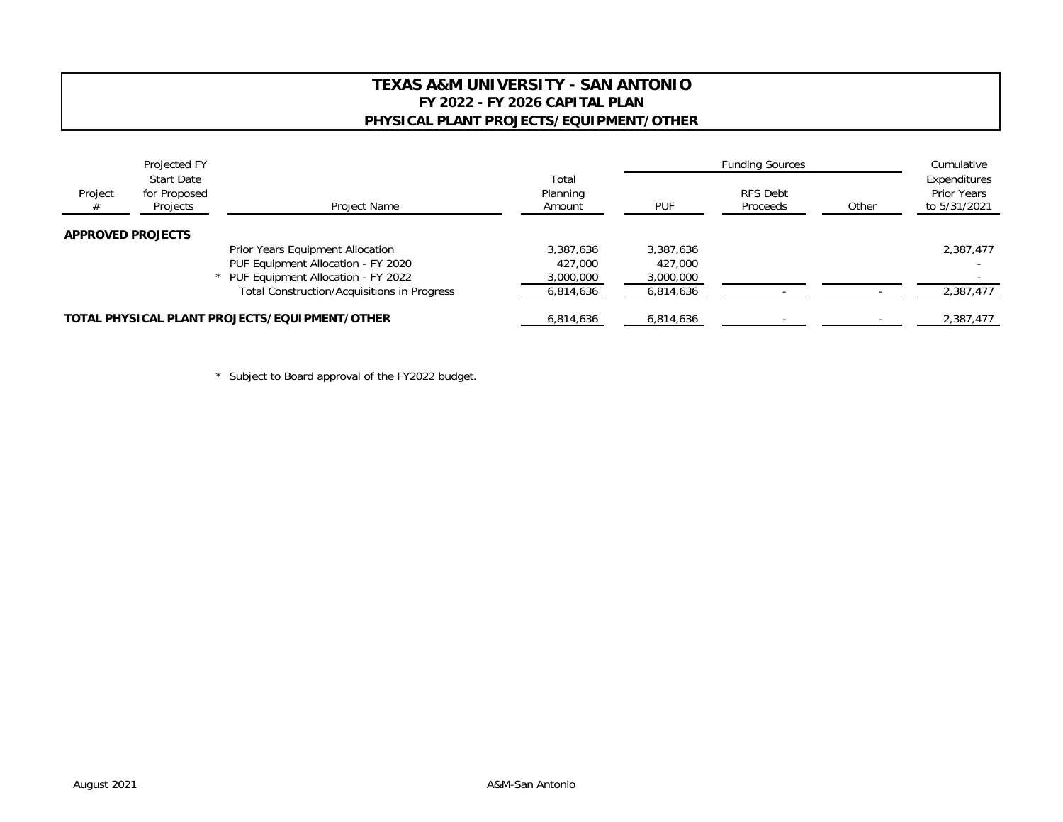# TEXAS A&M UNIVERSITY - SAN ANTONIO
## FY 2022 - FY 2026 CAPITAL PLAN
## PHYSICAL PLANT PROJECTS/EQUIPMENT/OTHER

| Project # | Projected FY Start Date for Proposed Projects | Project Name | Total Planning Amount | Funding Sources | | | Cumulative Expenditures Prior Years to 5/31/2021 |
|---|---|---|---|---|---|---|---|
| | | | | PUF | RFS Debt Proceeds | Other | |
| **APPROVED PROJECTS** | | | | | | | |
| | | Prior Years Equipment Allocation | 3,387,636 | 3,387,636 | | | 2,387,477 |
| | | PUF Equipment Allocation - FY 2020 | 427,000 | 427,000 | | | - |
| | | * PUF Equipment Allocation - FY 2022 | 3,000,000 | 3,000,000 | | | - |
| | | Total Construction/Acquisitions in Progress | 6,814,636 | 6,814,636 | - | - | 2,387,477 |
| **TOTAL PHYSICAL PLANT PROJECTS/EQUIPMENT/OTHER** | | | 6,814,636 | 6,814,636 | - | - | 2,387,477 |

* Subject to Board approval of the FY2022 budget.